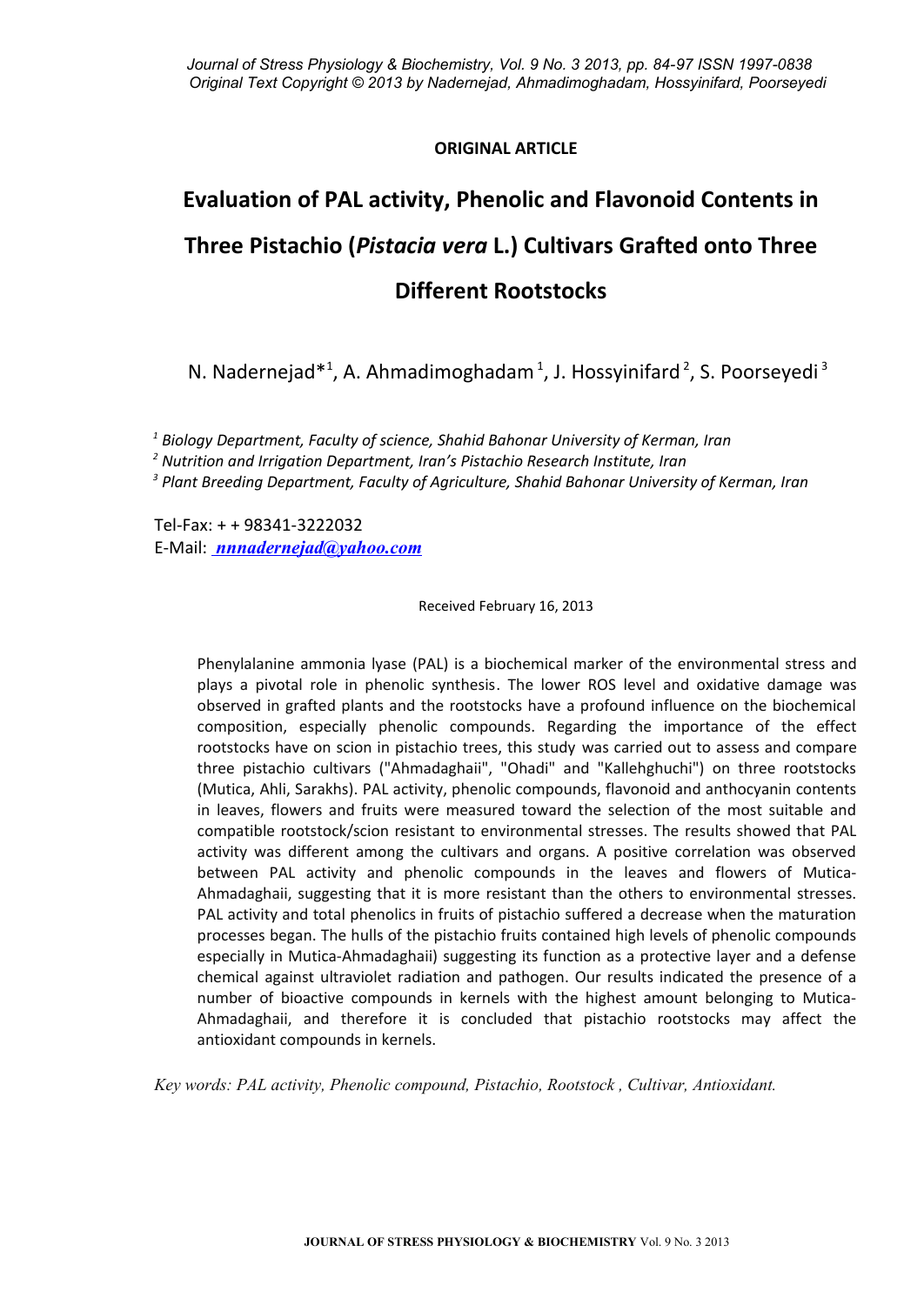**ORIGINAL ARTICLE**

# Evaluation of PAL activity, Phenolic and Flavonoid Contents in Three Pistachio (*Pistacia vera* L.) Cultivars Grafted onto Three Different Rootstocks

N. Nadernejad*[1], A. Ahmadimoghadam[1], J. Hossyinifard[2], S. Poorseyedi[3]

[1] *Biology Department, Faculty of science, Shahid Bahonar University of Kerman, Iran*

[2] *Nutrition and Irrigation Department, Iran's Pistachio Research Institute, Iran*

[3] *Plant Breeding Department, Faculty of Agriculture, Shahid Bahonar University of Kerman, Iran*

Tel-Fax: + + 98341-3222032

E-Mail: ***nnnadernejad@yahoo.com***

Received February 16, 2013

Phenylalanine ammonia lyase (PAL) is a biochemical marker of the environmental stress and plays a pivotal role in phenolic synthesis. The lower ROS level and oxidative damage was observed in grafted plants and the rootstocks have a profound influence on the biochemical composition, especially phenolic compounds. Regarding the importance of the effect rootstocks have on scion in pistachio trees, this study was carried out to assess and compare three pistachio cultivars ("Ahmadaghaii", "Ohadi" and "Kallehghuchi") on three rootstocks (Mutica, Ahli, Sarakhs). PAL activity, phenolic compounds, flavonoid and anthocyanin contents in leaves, flowers and fruits were measured toward the selection of the most suitable and compatible rootstock/scion resistant to environmental stresses. The results showed that PAL activity was different among the cultivars and organs. A positive correlation was observed between PAL activity and phenolic compounds in the leaves and flowers of Mutica-Ahmadaghaii, suggesting that it is more resistant than the others to environmental stresses. PAL activity and total phenolics in fruits of pistachio suffered a decrease when the maturation processes began. The hulls of the pistachio fruits contained high levels of phenolic compounds especially in Mutica-Ahmadaghaii) suggesting its function as a protective layer and a defense chemical against ultraviolet radiation and pathogen. Our results indicated the presence of a number of bioactive compounds in kernels with the highest amount belonging to Mutica-Ahmadaghaii, and therefore it is concluded that pistachio rootstocks may affect the antioxidant compounds in kernels.

*Key words: PAL activity, Phenolic compound, Pistachio, Rootstock , Cultivar, Antioxidant.*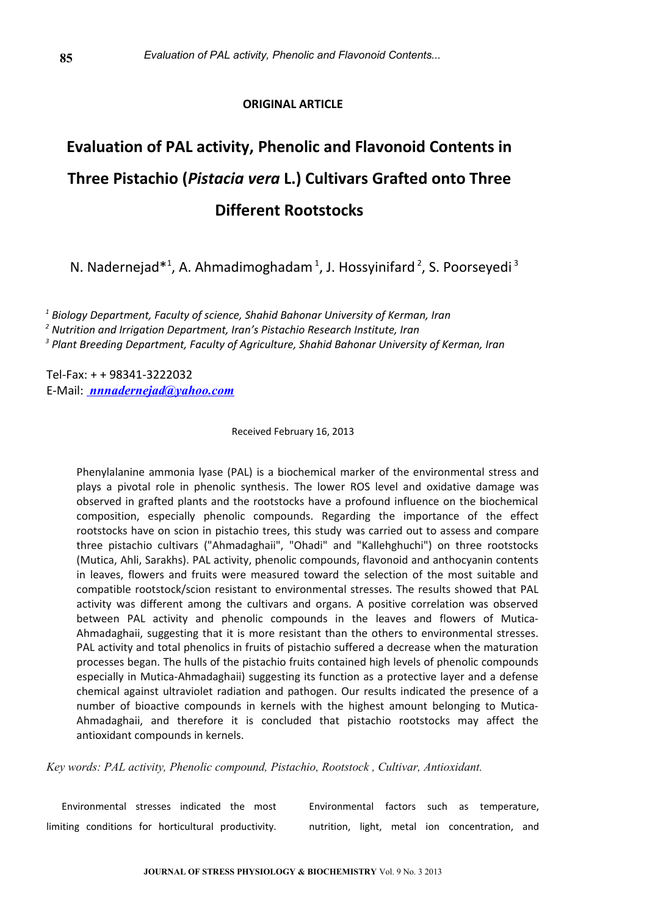**ORIGINAL ARTICLE**

# Evaluation of PAL activity, Phenolic and Flavonoid Contents in Three Pistachio (*Pistacia vera* L.) Cultivars Grafted onto Three Different Rootstocks

N. Nadernejad*[1], A. Ahmadimoghadam[1], J. Hossyinifard[2], S. Poorseyedi[3]

[1] *Biology Department, Faculty of science, Shahid Bahonar University of Kerman, Iran*

[2] *Nutrition and Irrigation Department, Iran's Pistachio Research Institute, Iran*

[3] *Plant Breeding Department, Faculty of Agriculture, Shahid Bahonar University of Kerman, Iran*

Tel-Fax: + + 98341-3222032

E-Mail: *nnnadernejad@yahoo.com*

Received February 16, 2013

Phenylalanine ammonia lyase (PAL) is a biochemical marker of the environmental stress and plays a pivotal role in phenolic synthesis. The lower ROS level and oxidative damage was observed in grafted plants and the rootstocks have a profound influence on the biochemical composition, especially phenolic compounds. Regarding the importance of the effect rootstocks have on scion in pistachio trees, this study was carried out to assess and compare three pistachio cultivars ("Ahmadaghaii", "Ohadi" and "Kallehghuchi") on three rootstocks (Mutica, Ahli, Sarakhs). PAL activity, phenolic compounds, flavonoid and anthocyanin contents in leaves, flowers and fruits were measured toward the selection of the most suitable and compatible rootstock/scion resistant to environmental stresses. The results showed that PAL activity was different among the cultivars and organs. A positive correlation was observed between PAL activity and phenolic compounds in the leaves and flowers of Mutica-Ahmadaghaii, suggesting that it is more resistant than the others to environmental stresses. PAL activity and total phenolics in fruits of pistachio suffered a decrease when the maturation processes began. The hulls of the pistachio fruits contained high levels of phenolic compounds especially in Mutica-Ahmadaghaii) suggesting its function as a protective layer and a defense chemical against ultraviolet radiation and pathogen. Our results indicated the presence of a number of bioactive compounds in kernels with the highest amount belonging to Mutica-Ahmadaghaii, and therefore it is concluded that pistachio rootstocks may affect the antioxidant compounds in kernels.

*Key words: PAL activity, Phenolic compound, Pistachio, Rootstock , Cultivar, Antioxidant.*

Environmental stresses indicated the most limiting conditions for horticultural productivity. Environmental factors such as temperature, nutrition, light, metal ion concentration, and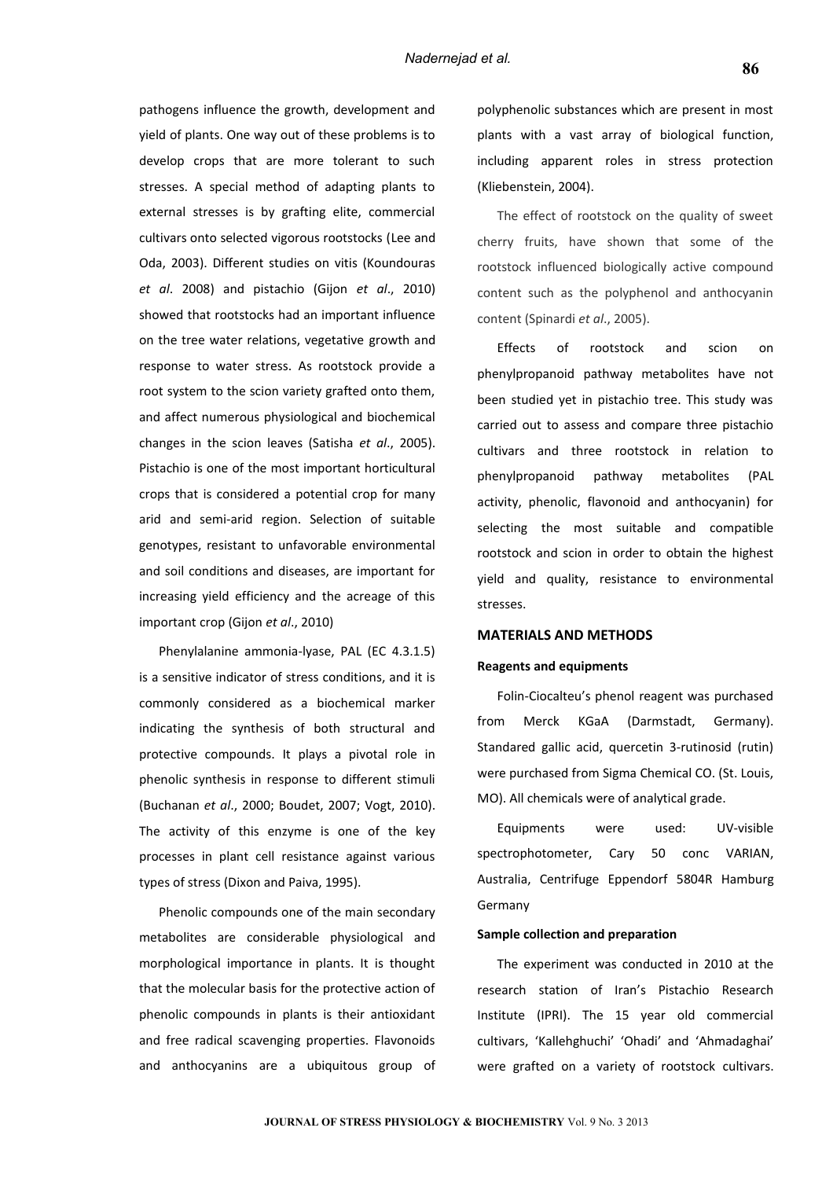pathogens influence the growth, development and yield of plants. One way out of these problems is to develop crops that are more tolerant to such stresses. A special method of adapting plants to external stresses is by grafting elite, commercial cultivars onto selected vigorous rootstocks (Lee and Oda, 2003). Different studies on vitis (Koundouras *et al*. 2008) and pistachio (Gijon *et al*., 2010) showed that rootstocks had an important influence on the tree water relations, vegetative growth and response to water stress. As rootstock provide a root system to the scion variety grafted onto them, and affect numerous physiological and biochemical changes in the scion leaves (Satisha *et al*., 2005). Pistachio is one of the most important horticultural crops that is considered a potential crop for many arid and semi-arid region. Selection of suitable genotypes, resistant to unfavorable environmental and soil conditions and diseases, are important for increasing yield efficiency and the acreage of this important crop (Gijon *et al*., 2010)

Phenylalanine ammonia-lyase, PAL (EC 4.3.1.5) is a sensitive indicator of stress conditions, and it is commonly considered as a biochemical marker indicating the synthesis of both structural and protective compounds. It plays a pivotal role in phenolic synthesis in response to different stimuli (Buchanan *et al*., 2000; Boudet, 2007; Vogt, 2010). The activity of this enzyme is one of the key processes in plant cell resistance against various types of stress (Dixon and Paiva, 1995).

Phenolic compounds one of the main secondary metabolites are considerable physiological and morphological importance in plants. It is thought that the molecular basis for the protective action of phenolic compounds in plants is their antioxidant and free radical scavenging properties. Flavonoids and anthocyanins are a ubiquitous group of polyphenolic substances which are present in most plants with a vast array of biological function, including apparent roles in stress protection (Kliebenstein, 2004).

The effect of rootstock on the quality of sweet cherry fruits, have shown that some of the rootstock influenced biologically active compound content such as the polyphenol and anthocyanin content (Spinardi *et al*., 2005).

Effects of rootstock and scion on phenylpropanoid pathway metabolites have not been studied yet in pistachio tree. This study was carried out to assess and compare three pistachio cultivars and three rootstock in relation to phenylpropanoid pathway metabolites (PAL activity, phenolic, flavonoid and anthocyanin) for selecting the most suitable and compatible rootstock and scion in order to obtain the highest yield and quality, resistance to environmental stresses.

## MATERIALS AND METHODS

### Reagents and equipments

Folin-Ciocalteu's phenol reagent was purchased from Merck KGaA (Darmstadt, Germany). Standared gallic acid, quercetin 3-rutinosid (rutin) were purchased from Sigma Chemical CO. (St. Louis, MO). All chemicals were of analytical grade.

Equipments were used: UV-visible spectrophotometer, Cary 50 conc VARIAN, Australia, Centrifuge Eppendorf 5804R Hamburg Germany

### Sample collection and preparation

The experiment was conducted in 2010 at the research station of Iran's Pistachio Research Institute (IPRI). The 15 year old commercial cultivars, 'Kallehghuchi' 'Ohadi' and 'Ahmadaghai' were grafted on a variety of rootstock cultivars.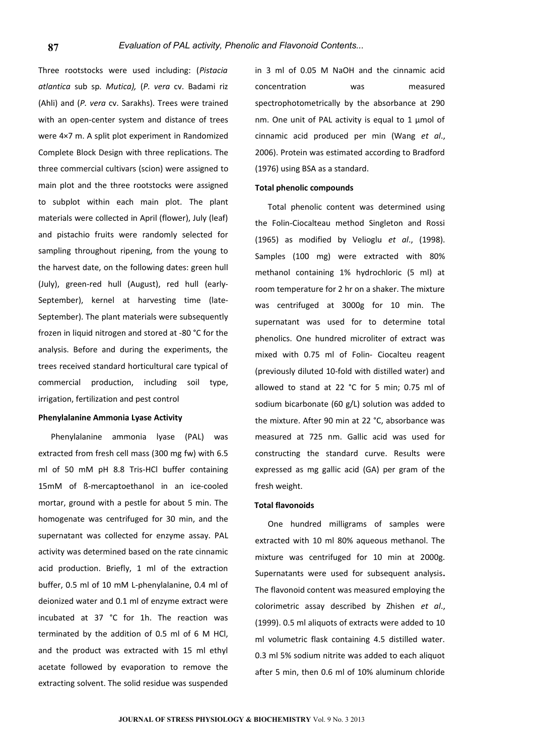Three rootstocks were used including: (*Pistacia atlantica* sub sp. *Mutica),* (*P. vera* cv. Badami riz (Ahli) and (*P. vera* cv. Sarakhs). Trees were trained with an open-center system and distance of trees were 4×7 m. A split plot experiment in Randomized Complete Block Design with three replications. The three commercial cultivars (scion) were assigned to main plot and the three rootstocks were assigned to subplot within each main plot. The plant materials were collected in April (flower), July (leaf) and pistachio fruits were randomly selected for sampling throughout ripening, from the young to the harvest date, on the following dates: green hull (July), green-red hull (August), red hull (early-September), kernel at harvesting time (late-September). The plant materials were subsequently frozen in liquid nitrogen and stored at -80 °C for the analysis. Before and during the experiments, the trees received standard horticultural care typical of commercial production, including soil type, irrigation, fertilization and pest control

**Phenylalanine Ammonia Lyase Activity**

Phenylalanine ammonia lyase (PAL) was extracted from fresh cell mass (300 mg fw) with 6.5 ml of 50 mM pH 8.8 Tris-HCl buffer containing 15mM of ß-mercaptoethanol in an ice-cooled mortar, ground with a pestle for about 5 min. The homogenate was centrifuged for 30 min, and the supernatant was collected for enzyme assay. PAL activity was determined based on the rate cinnamic acid production. Briefly, 1 ml of the extraction buffer, 0.5 ml of 10 mM L-phenylalanine, 0.4 ml of deionized water and 0.1 ml of enzyme extract were incubated at 37 °C for 1h. The reaction was terminated by the addition of 0.5 ml of 6 M HCl, and the product was extracted with 15 ml ethyl acetate followed by evaporation to remove the extracting solvent. The solid residue was suspended in 3 ml of 0.05 M NaOH and the cinnamic acid concentration was measured spectrophotometrically by the absorbance at 290 nm. One unit of PAL activity is equal to 1 µmol of cinnamic acid produced per min (Wang *et al*., 2006). Protein was estimated according to Bradford (1976) using BSA as a standard.

**Total phenolic compounds**

Total phenolic content was determined using the Folin-Ciocalteau method Singleton and Rossi (1965) as modified by Velioglu *et al*., (1998). Samples (100 mg) were extracted with 80% methanol containing 1% hydrochloric (5 ml) at room temperature for 2 hr on a shaker. The mixture was centrifuged at 3000g for 10 min. The supernatant was used for to determine total phenolics. One hundred microliter of extract was mixed with 0.75 ml of Folin- Ciocalteu reagent (previously diluted 10-fold with distilled water) and allowed to stand at 22 °C for 5 min; 0.75 ml of sodium bicarbonate (60 g/L) solution was added to the mixture. After 90 min at 22 °C, absorbance was measured at 725 nm. Gallic acid was used for constructing the standard curve. Results were expressed as mg gallic acid (GA) per gram of the fresh weight.

**Total flavonoids**

One hundred milligrams of samples were extracted with 10 ml 80% aqueous methanol. The mixture was centrifuged for 10 min at 2000g. Supernatants were used for subsequent analysis**.** The flavonoid content was measured employing the colorimetric assay described by Zhishen *et al*., (1999). 0.5 ml aliquots of extracts were added to 10 ml volumetric flask containing 4.5 distilled water. 0.3 ml 5% sodium nitrite was added to each aliquot after 5 min, then 0.6 ml of 10% aluminum chloride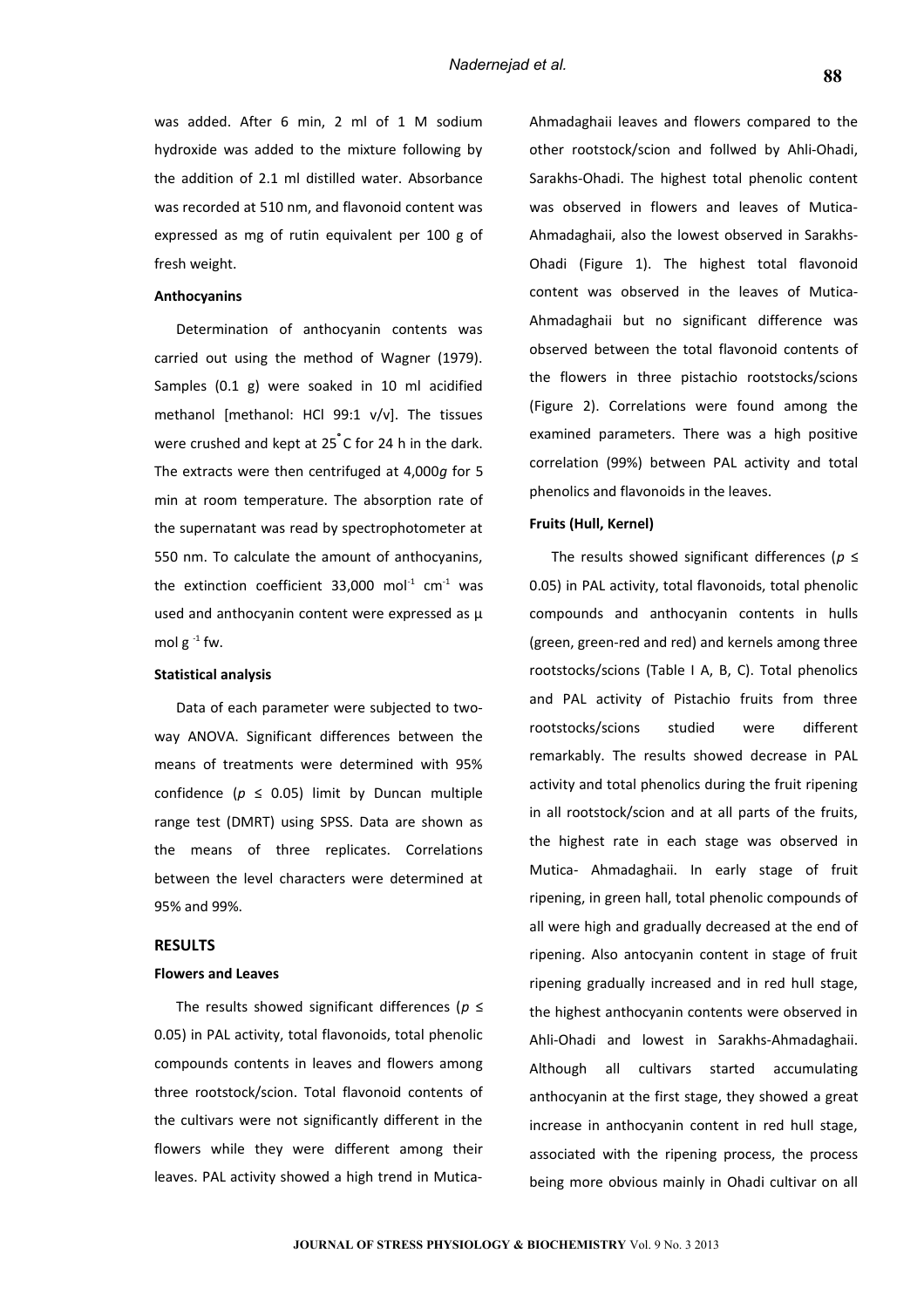was added. After 6 min, 2 ml of 1 M sodium hydroxide was added to the mixture following by the addition of 2.1 ml distilled water. Absorbance was recorded at 510 nm, and flavonoid content was expressed as mg of rutin equivalent per 100 g of fresh weight.

**Anthocyanins**

Determination of anthocyanin contents was carried out using the method of Wagner (1979). Samples (0.1 g) were soaked in 10 ml acidified methanol [methanol: HCl 99:1 v/v]. The tissues were crushed and kept at 25°C for 24 h in the dark. The extracts were then centrifuged at 4,000*g* for 5 min at room temperature. The absorption rate of the supernatant was read by spectrophotometer at 550 nm. To calculate the amount of anthocyanins, the extinction coefficient 33,000 $mol^{-1}$ $cm^{-1}$ was used and anthocyanin content were expressed as µ mol $g^{-1}$ fw.

**Statistical analysis**

Data of each parameter were subjected to two-way ANOVA. Significant differences between the means of treatments were determined with 95% confidence ($p \leq 0.05$) limit by Duncan multiple range test (DMRT) using SPSS. Data are shown as the means of three replicates. Correlations between the level characters were determined at 95% and 99%.

## RESULTS

**Flowers and Leaves**

The results showed significant differences ($p \leq 0.05$) in PAL activity, total flavonoids, total phenolic compounds contents in leaves and flowers among three rootstock/scion. Total flavonoid contents of the cultivars were not significantly different in the flowers while they were different among their leaves. PAL activity showed a high trend in Mutica-Ahmadaghaii leaves and flowers compared to the other rootstock/scion and follwed by Ahli-Ohadi, Sarakhs-Ohadi. The highest total phenolic content was observed in flowers and leaves of Mutica-Ahmadaghaii, also the lowest observed in Sarakhs-Ohadi (Figure 1). The highest total flavonoid content was observed in the leaves of Mutica-Ahmadaghaii but no significant difference was observed between the total flavonoid contents of the flowers in three pistachio rootstocks/scions (Figure 2). Correlations were found among the examined parameters. There was a high positive correlation (99%) between PAL activity and total phenolics and flavonoids in the leaves.

**Fruits (Hull, Kernel)**

The results showed significant differences ($p \leq 0.05$) in PAL activity, total flavonoids, total phenolic compounds and anthocyanin contents in hulls (green, green-red and red) and kernels among three rootstocks/scions (Table I A, B, C). Total phenolics and PAL activity of Pistachio fruits from three rootstocks/scions studied were different remarkably. The results showed decrease in PAL activity and total phenolics during the fruit ripening in all rootstock/scion and at all parts of the fruits, the highest rate in each stage was observed in Mutica- Ahmadaghaii. In early stage of fruit ripening, in green hall, total phenolic compounds of all were high and gradually decreased at the end of ripening. Also antocyanin content in stage of fruit ripening gradually increased and in red hull stage, the highest anthocyanin contents were observed in Ahli-Ohadi and lowest in Sarakhs-Ahmadaghaii. Although all cultivars started accumulating anthocyanin at the first stage, they showed a great increase in anthocyanin content in red hull stage, associated with the ripening process, the process being more obvious mainly in Ohadi cultivar on all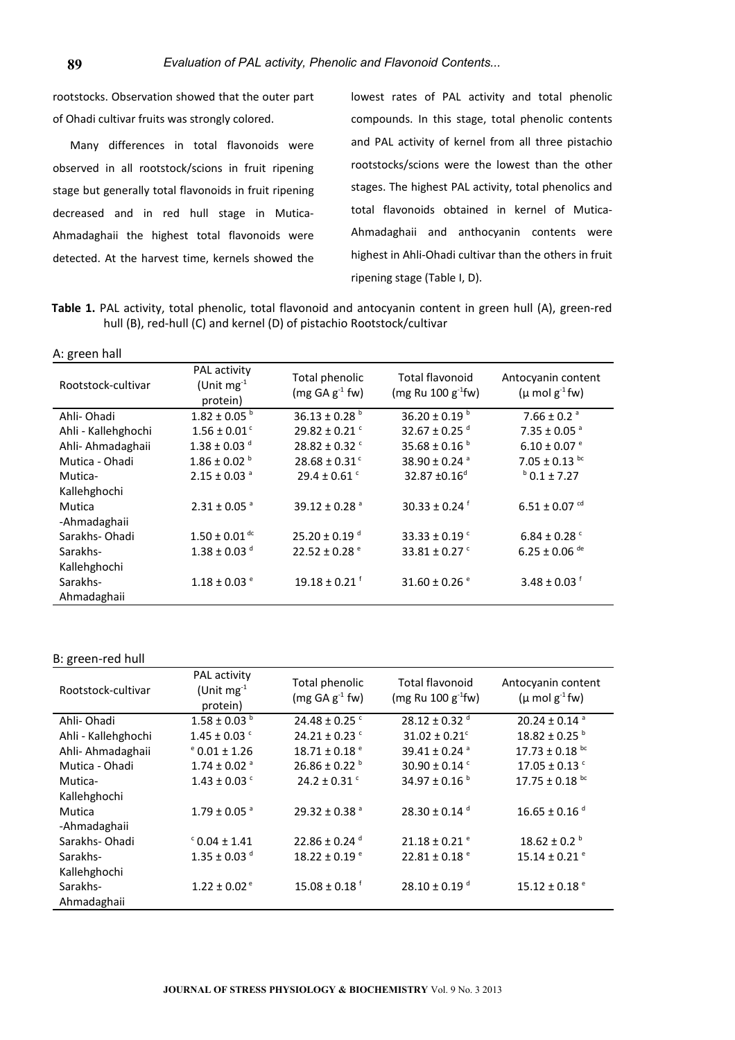rootstocks. Observation showed that the outer part of Ohadi cultivar fruits was strongly colored.

Many differences in total flavonoids were observed in all rootstock/scions in fruit ripening stage but generally total flavonoids in fruit ripening decreased and in red hull stage in Mutica-Ahmadaghaii the highest total flavonoids were detected. At the harvest time, kernels showed the lowest rates of PAL activity and total phenolic compounds. In this stage, total phenolic contents and PAL activity of kernel from all three pistachio rootstocks/scions were the lowest than the other stages. The highest PAL activity, total phenolics and total flavonoids obtained in kernel of Mutica-Ahmadaghaii and anthocyanin contents were highest in Ahli-Ohadi cultivar than the others in fruit ripening stage (Table I, D).

**Table 1.** PAL activity, total phenolic, total flavonoid and antocyanin content in green hull (A), green-red hull (B), red-hull (C) and kernel (D) of pistachio Rootstock/cultivar

A: green hall

| Rootstock-cultivar | PAL activity (Unit $mg^{-1}$ protein) | Total phenolic (mg GA $g^{-1}$ fw) | Total flavonoid (mg Ru 100 $g^{-1}$fw) | Antocyanin content (μ mol $g^{-1}$ fw) |
|---|---|---|---|---|
| Ahli- Ohadi | 1.82 ± 0.05 $^{b}$ | 36.13 ± 0.28 $^{b}$ | 36.20 ± 0.19 $^{b}$ | 7.66 ± 0.2 $^{a}$ |
| Ahli - Kallehghochi | 1.56 ± 0.01 $^{c}$ | 29.82 ± 0.21 $^{c}$ | 32.67 ± 0.25 $^{d}$ | 7.35 ± 0.05 $^{a}$ |
| Ahli- Ahmadaghaii | 1.38 ± 0.03 $^{d}$ | 28.82 ± 0.32 $^{c}$ | 35.68 ± 0.16 $^{b}$ | 6.10 ± 0.07 $^{e}$ |
| Mutica - Ohadi | 1.86 ± 0.02 $^{b}$ | 28.68 ± 0.31 $^{c}$ | 38.90 ± 0.24 $^{a}$ | 7.05 ± 0.13 $^{bc}$ |
| Mutica-Kallehghochi | 2.15 ± 0.03 $^{a}$ | 29.4 ± 0.61 $^{c}$ | 32.87 ±0.16$^{d}$ | $^{b}$ 0.1 ± 7.27 |
| Mutica -Ahmadaghaii | 2.31 ± 0.05 $^{a}$ | 39.12 ± 0.28 $^{a}$ | 30.33 ± 0.24 $^{f}$ | 6.51 ± 0.07 $^{cd}$ |
| Sarakhs- Ohadi | 1.50 ± 0.01 $^{dc}$ | 25.20 ± 0.19 $^{d}$ | 33.33 ± 0.19 $^{c}$ | 6.84 ± 0.28 $^{c}$ |
| Sarakhs-Kallehghochi | 1.38 ± 0.03 $^{d}$ | 22.52 ± 0.28 $^{e}$ | 33.81 ± 0.27 $^{c}$ | 6.25 ± 0.06 $^{de}$ |
| Sarakhs-Ahmadaghaii | 1.18 ± 0.03 $^{e}$ | 19.18 ± 0.21 $^{f}$ | 31.60 ± 0.26 $^{e}$ | 3.48 ± 0.03 $^{f}$ |

B: green-red hull

| Rootstock-cultivar | PAL activity (Unit $mg^{-1}$ protein) | Total phenolic (mg GA $g^{-1}$ fw) | Total flavonoid (mg Ru 100 $g^{-1}$fw) | Antocyanin content (μ mol $g^{-1}$ fw) |
|---|---|---|---|---|
| Ahli- Ohadi | 1.58 ± 0.03 $^{b}$ | 24.48 ± 0.25 $^{c}$ | 28.12 ± 0.32 $^{d}$ | 20.24 ± 0.14 $^{a}$ |
| Ahli - Kallehghochi | 1.45 ± 0.03 $^{c}$ | 24.21 ± 0.23 $^{c}$ | 31.02 ± 0.21$^{c}$ | 18.82 ± 0.25 $^{b}$ |
| Ahli- Ahmadaghaii | $^{e}$ 0.01 ± 1.26 | 18.71 ± 0.18 $^{e}$ | 39.41 ± 0.24 $^{a}$ | 17.73 ± 0.18 $^{bc}$ |
| Mutica - Ohadi | 1.74 ± 0.02 $^{a}$ | 26.86 ± 0.22 $^{b}$ | 30.90 ± 0.14 $^{c}$ | 17.05 ± 0.13 $^{c}$ |
| Mutica-Kallehghochi | 1.43 ± 0.03 $^{c}$ | 24.2 ± 0.31 $^{c}$ | 34.97 ± 0.16 $^{b}$ | 17.75 ± 0.18 $^{bc}$ |
| Mutica -Ahmadaghaii | 1.79 ± 0.05 $^{a}$ | 29.32 ± 0.38 $^{a}$ | 28.30 ± 0.14 $^{d}$ | 16.65 ± 0.16 $^{d}$ |
| Sarakhs- Ohadi | $^{c}$ 0.04 ± 1.41 | 22.86 ± 0.24 $^{d}$ | 21.18 ± 0.21 $^{e}$ | 18.62 ± 0.2 $^{b}$ |
| Sarakhs-Kallehghochi | 1.35 ± 0.03 $^{d}$ | 18.22 ± 0.19 $^{e}$ | 22.81 ± 0.18 $^{e}$ | 15.14 ± 0.21 $^{e}$ |
| Sarakhs-Ahmadaghaii | 1.22 ± 0.02 $^{e}$ | 15.08 ± 0.18 $^{f}$ | 28.10 ± 0.19 $^{d}$ | 15.12 ± 0.18 $^{e}$ |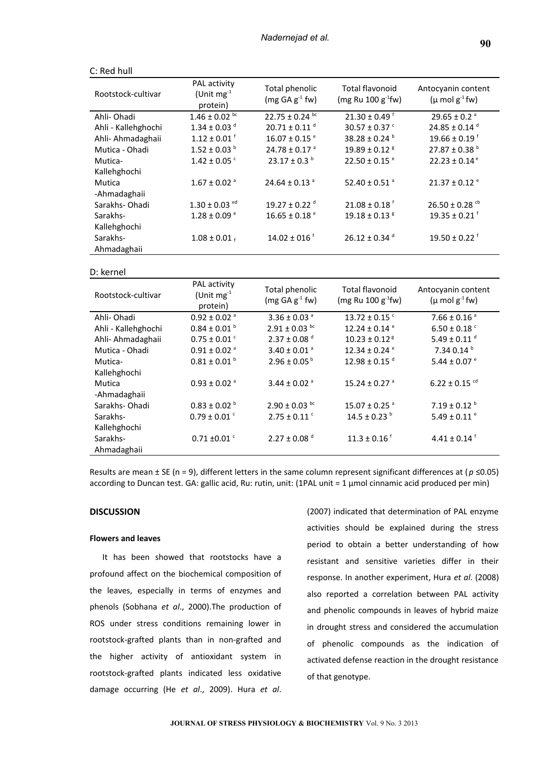C: Red hull

| Rootstock-cultivar | PAL activity (Unit mg$^{-1}$ protein) | Total phenolic (mg GA g$^{-1}$ fw) | Total flavonoid (mg Ru 100 g$^{-1}$fw) | Antocyanin content (µ mol g$^{-1}$ fw) |
|---|---|---|---|---|
| Ahli- Ohadi | 1.46 ± 0.02 $^{bc}$ | 22.75 ± 0.24 $^{bc}$ | 21.30 ± 0.49 $^{f}$ | 29.65 ± 0.2 $^{a}$ |
| Ahli - Kallehghochi | 1.34 ± 0.03 $^{d}$ | 20.71 ± 0.11 $^{d}$ | 30.57 ± 0.37 $^{c}$ | 24.85 ± 0.14 $^{d}$ |
| Ahli- Ahmadaghaii | 1.12 ± 0.01 $^{f}$ | 16.07 ± 0.15 $^{e}$ | 38.28 ± 0.24 $^{b}$ | 19.66 ± 0.19 $^{f}$ |
| Mutica - Ohadi | 1.52 ± 0.03 $^{b}$ | 24.78 ± 0.17 $^{a}$ | 19.89 ± 0.12 $^{g}$ | 27.87 ± 0.38 $^{b}$ |
| Mutica- Kallehghochi | 1.42 ± 0.05 $^{c}$ | 23.17 ± 0.3 $^{b}$ | 22.50 ± 0.15 $^{e}$ | 22.23 ± 0.14 $^{e}$ |
| Mutica -Ahmadaghaii | 1.67 ± 0.02 $^{a}$ | 24.64 ± 0.13 $^{a}$ | 52.40 ± 0.51 $^{a}$ | 21.37 ± 0.12 $^{e}$ |
| Sarakhs- Ohadi | 1.30 ± 0.03 $^{ed}$ | 19.27 ± 0.22 $^{d}$ | 21.08 ± 0.18 $^{f}$ | 26.50 ± 0.28 $^{cb}$ |
| Sarakhs- Kallehghochi | 1.28 ± 0.09 $^{e}$ | 16.65 ± 0.18 $^{e}$ | 19.18 ± 0.13 $^{g}$ | 19.35 ± 0.21 $^{f}$ |
| Sarakhs- Ahmadaghaii | 1.08 ± 0.01 $_{f}$ | 14.02 ± 016 $^{f}$ | 26.12 ± 0.34 $^{d}$ | 19.50 ± 0.22 $^{f}$ |

D: kernel

| Rootstock-cultivar | PAL activity (Unit mg$^{-1}$ protein) | Total phenolic (mg GA g$^{-1}$ fw) | Total flavonoid (mg Ru 100 g$^{-1}$fw) | Antocyanin content (µ mol g$^{-1}$ fw) |
|---|---|---|---|---|
| Ahli- Ohadi | 0.92 ± 0.02 $^{a}$ | 3.36 ± 0.03 $^{a}$ | 13.72 ± 0.15 $^{c}$ | 7.66 ± 0.16 $^{a}$ |
| Ahli - Kallehghochi | 0.84 ± 0.01 $^{b}$ | 2.91 ± 0.03 $^{bc}$ | 12.24 ± 0.14 $^{e}$ | 6.50 ± 0.18 $^{c}$ |
| Ahli- Ahmadaghaii | 0.75 ± 0.01 $^{c}$ | 2.37 ± 0.08 $^{d}$ | 10.23 ± 0.12 $^{g}$ | 5.49 ± 0.11 $^{d}$ |
| Mutica - Ohadi | 0.91 ± 0.02 $^{a}$ | 3.40 ± 0.01 $^{a}$ | 12.34 ± 0.24 $^{e}$ | 7.34 0.14 $^{b}$ |
| Mutica- Kallehghochi | 0.81 ± 0.01 $^{b}$ | 2.96 ± 0.05 $^{b}$ | 12.98 ± 0.15 $^{d}$ | 5.44 ± 0.07 $^{e}$ |
| Mutica -Ahmadaghaii | 0.93 ± 0.02 $^{a}$ | 3.44 ± 0.02 $^{a}$ | 15.24 ± 0.27 $^{a}$ | 6.22 ± 0.15 $^{cd}$ |
| Sarakhs- Ohadi | 0.83 ± 0.02 $^{b}$ | 2.90 ± 0.03 $^{bc}$ | 15.07 ± 0.25 $^{a}$ | 7.19 ± 0.12 $^{b}$ |
| Sarakhs- Kallehghochi | 0.79 ± 0.01 $^{c}$ | 2.75 ± 0.11 $^{c}$ | 14.5 ± 0.23 $^{b}$ | 5.49 ± 0.11 $^{e}$ |
| Sarakhs- Ahmadaghaii | 0.71 ±0.01 $^{c}$ | 2.27 ± 0.08 $^{d}$ | 11.3 ± 0.16 $^{f}$ | 4.41 ± 0.14 $^{f}$ |

Results are mean ± SE (n = 9), different letters in the same column represent significant differences at ($p$ ≤0.05) according to Duncan test. GA: gallic acid, Ru: rutin, unit: (1PAL unit = 1 µmol cinnamic acid produced per min)

## DISCUSSION

### Flowers and leaves

It has been showed that rootstocks have a profound affect on the biochemical composition of the leaves, especially in terms of enzymes and phenols (Sobhana *et al*., 2000).The production of ROS under stress conditions remaining lower in rootstock-grafted plants than in non-grafted and the higher activity of antioxidant system in rootstock-grafted plants indicated less oxidative damage occurring (He *et al*., 2009). Hura *et al*. (2007) indicated that determination of PAL enzyme activities should be explained during the stress period to obtain a better understanding of how resistant and sensitive varieties differ in their response. In another experiment, Hura *et al*. (2008) also reported a correlation between PAL activity and phenolic compounds in leaves of hybrid maize in drought stress and considered the accumulation of phenolic compounds as the indication of activated defense reaction in the drought resistance of that genotype.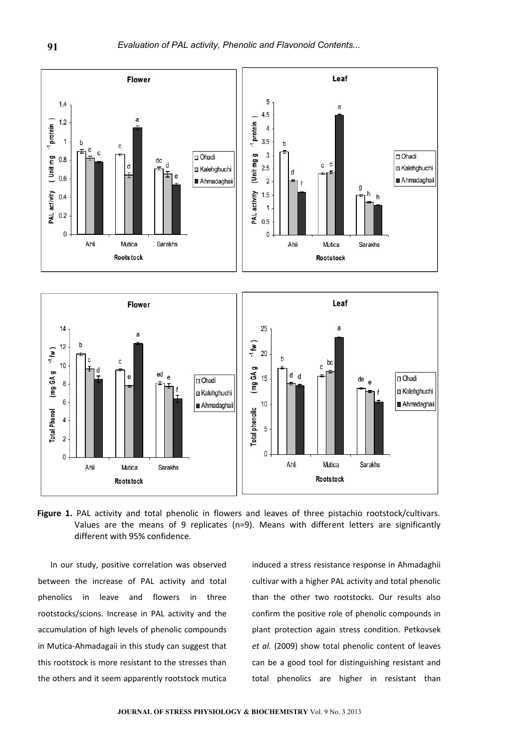**Figure 1.** PAL activity and total phenolic in flowers and leaves of three pistachio rootstock/cultivars. Values are the means of 9 replicates (n=9). Means with different letters are significantly different with 95% confidence.

In our study, positive correlation was observed between the increase of PAL activity and total phenolics in leave and flowers in three rootstocks/scions. Increase in PAL activity and the accumulation of high levels of phenolic compounds in Mutica-Ahmadagaii in this study can suggest that this rootstock is more resistant to the stresses than the others and it seem apparently rootstock mutica induced a stress resistance response in Ahmadaghii cultivar with a higher PAL activity and total phenolic than the other two rootstocks. Our results also confirm the positive role of phenolic compounds in plant protection again stress condition. Petkovsek *et al*. (2009) show total phenolic content of leaves can be a good tool for distinguishing resistant and total phenolics are higher in resistant than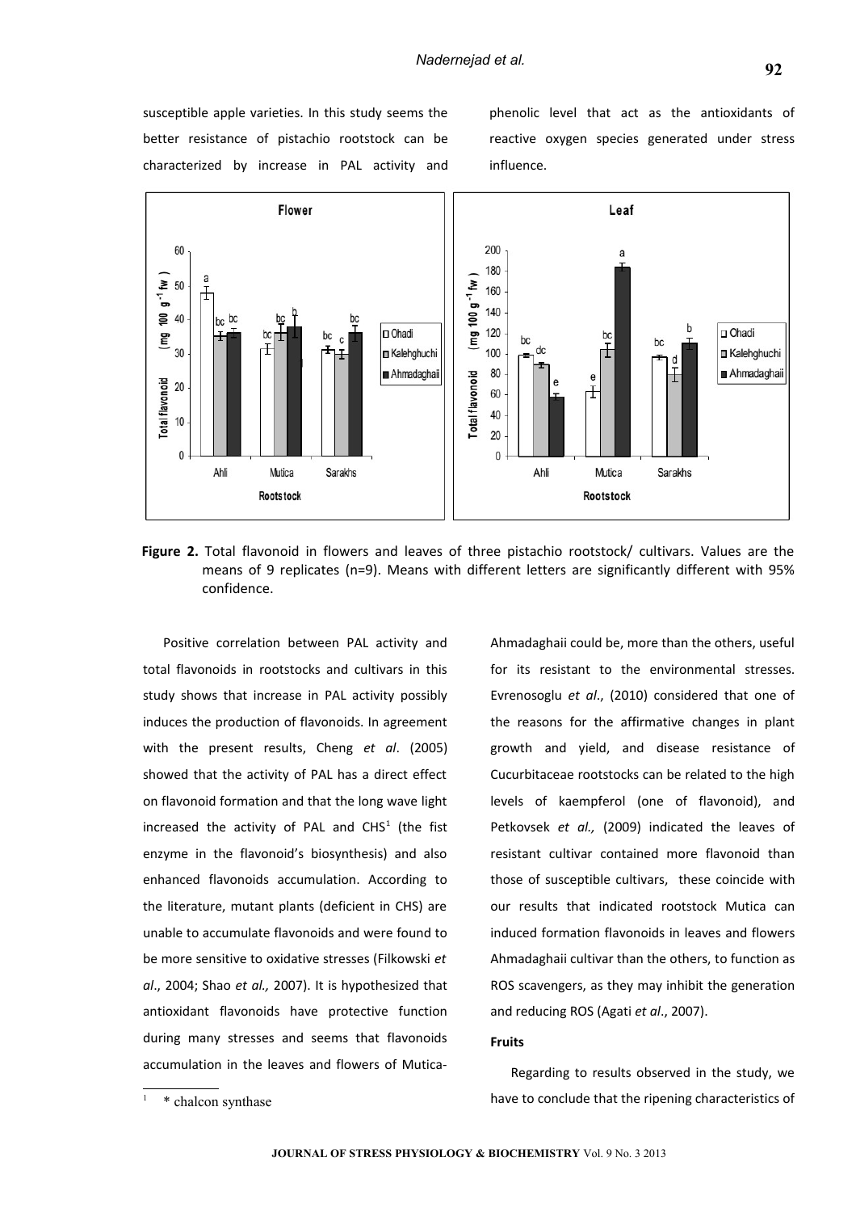susceptible apple varieties. In this study seems the better resistance of pistachio rootstock can be characterized by increase in PAL activity and phenolic level that act as the antioxidants of reactive oxygen species generated under stress influence.

**Figure 2.** Total flavonoid in flowers and leaves of three pistachio rootstock/ cultivars. Values are the means of 9 replicates (n=9). Means with different letters are significantly different with 95% confidence.

Positive correlation between PAL activity and total flavonoids in rootstocks and cultivars in this study shows that increase in PAL activity possibly induces the production of flavonoids. In agreement with the present results, Cheng *et al*. (2005) showed that the activity of PAL has a direct effect on flavonoid formation and that the long wave light increased the activity of PAL and CHS[1] (the fist enzyme in the flavonoid's biosynthesis) and also enhanced flavonoids accumulation. According to the literature, mutant plants (deficient in CHS) are unable to accumulate flavonoids and were found to be more sensitive to oxidative stresses (Filkowski *et al*., 2004; Shao *et al.,* 2007). It is hypothesized that antioxidant flavonoids have protective function during many stresses and seems that flavonoids accumulation in the leaves and flowers of Mutica-Ahmadaghaii could be, more than the others, useful for its resistant to the environmental stresses. Evrenosoglu *et al*., (2010) considered that one of the reasons for the affirmative changes in plant growth and yield, and disease resistance of Cucurbitaceae rootstocks can be related to the high levels of kaempferol (one of flavonoid), and Petkovsek *et al.,* (2009) indicated the leaves of resistant cultivar contained more flavonoid than those of susceptible cultivars, these coincide with our results that indicated rootstock Mutica can induced formation flavonoids in leaves and flowers Ahmadaghaii cultivar than the others, to function as ROS scavengers, as they may inhibit the generation and reducing ROS (Agati *et al*., 2007).

**Fruits**

Regarding to results observed in the study, we have to conclude that the ripening characteristics of

[1] * chalcon synthase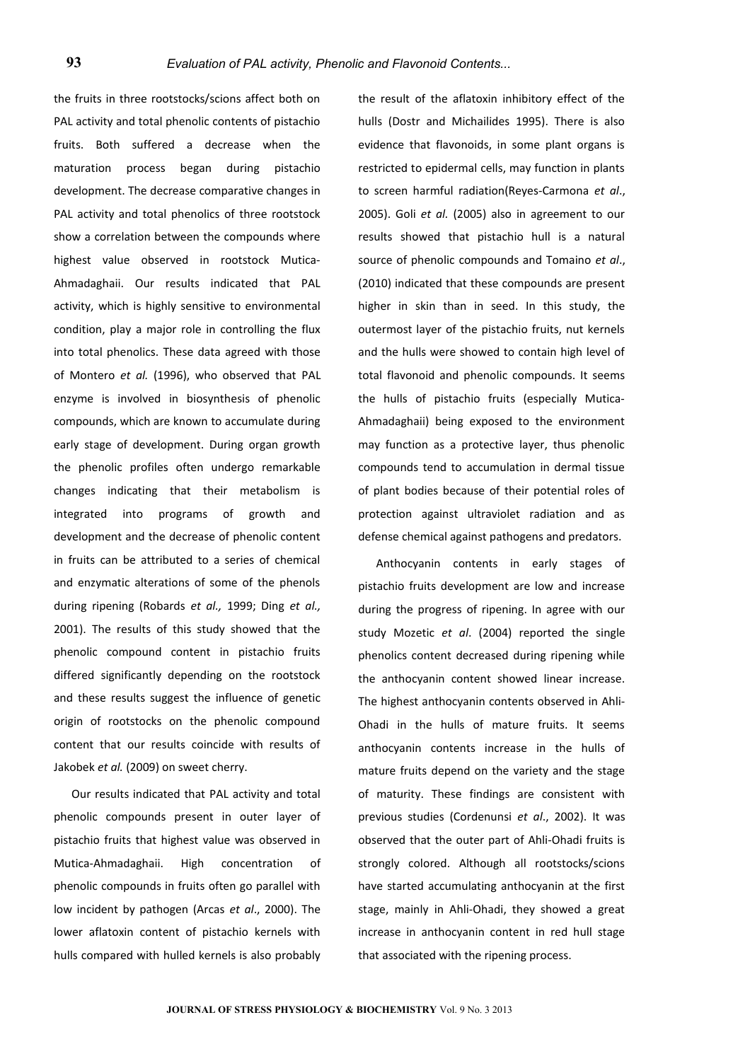the fruits in three rootstocks/scions affect both on PAL activity and total phenolic contents of pistachio fruits. Both suffered a decrease when the maturation process began during pistachio development. The decrease comparative changes in PAL activity and total phenolics of three rootstock show a correlation between the compounds where highest value observed in rootstock Mutica-Ahmadaghaii. Our results indicated that PAL activity, which is highly sensitive to environmental condition, play a major role in controlling the flux into total phenolics. These data agreed with those of Montero *et al.* (1996), who observed that PAL enzyme is involved in biosynthesis of phenolic compounds, which are known to accumulate during early stage of development. During organ growth the phenolic profiles often undergo remarkable changes indicating that their metabolism is integrated into programs of growth and development and the decrease of phenolic content in fruits can be attributed to a series of chemical and enzymatic alterations of some of the phenols during ripening (Robards *et al.,* 1999; Ding *et al.,* 2001). The results of this study showed that the phenolic compound content in pistachio fruits differed significantly depending on the rootstock and these results suggest the influence of genetic origin of rootstocks on the phenolic compound content that our results coincide with results of Jakobek *et al.* (2009) on sweet cherry.

Our results indicated that PAL activity and total phenolic compounds present in outer layer of pistachio fruits that highest value was observed in Mutica-Ahmadaghaii. High concentration of phenolic compounds in fruits often go parallel with low incident by pathogen (Arcas *et al*., 2000). The lower aflatoxin content of pistachio kernels with hulls compared with hulled kernels is also probably the result of the aflatoxin inhibitory effect of the hulls (Dostr and Michailides 1995). There is also evidence that flavonoids, in some plant organs is restricted to epidermal cells, may function in plants to screen harmful radiation(Reyes-Carmona *et al*., 2005). Goli *et al.* (2005) also in agreement to our results showed that pistachio hull is a natural source of phenolic compounds and Tomaino *et al*., (2010) indicated that these compounds are present higher in skin than in seed. In this study, the outermost layer of the pistachio fruits, nut kernels and the hulls were showed to contain high level of total flavonoid and phenolic compounds. It seems the hulls of pistachio fruits (especially Mutica-Ahmadaghaii) being exposed to the environment may function as a protective layer, thus phenolic compounds tend to accumulation in dermal tissue of plant bodies because of their potential roles of protection against ultraviolet radiation and as defense chemical against pathogens and predators.

Anthocyanin contents in early stages of pistachio fruits development are low and increase during the progress of ripening. In agree with our study Mozetic *et al*. (2004) reported the single phenolics content decreased during ripening while the anthocyanin content showed linear increase. The highest anthocyanin contents observed in Ahli-Ohadi in the hulls of mature fruits. It seems anthocyanin contents increase in the hulls of mature fruits depend on the variety and the stage of maturity. These findings are consistent with previous studies (Cordenunsi *et al*., 2002). It was observed that the outer part of Ahli-Ohadi fruits is strongly colored. Although all rootstocks/scions have started accumulating anthocyanin at the first stage, mainly in Ahli-Ohadi, they showed a great increase in anthocyanin content in red hull stage that associated with the ripening process.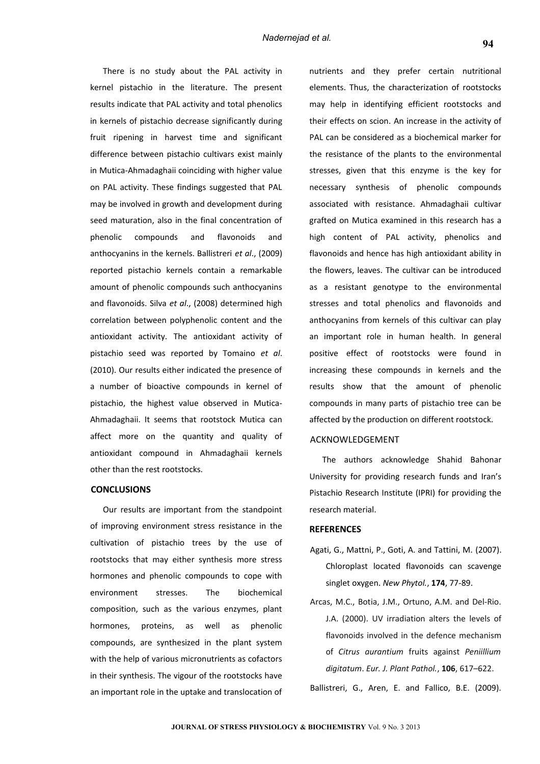There is no study about the PAL activity in kernel pistachio in the literature. The present results indicate that PAL activity and total phenolics in kernels of pistachio decrease significantly during fruit ripening in harvest time and significant difference between pistachio cultivars exist mainly in Mutica-Ahmadaghaii coinciding with higher value on PAL activity. These findings suggested that PAL may be involved in growth and development during seed maturation, also in the final concentration of phenolic compounds and flavonoids and anthocyanins in the kernels. Ballistreri *et al*., (2009) reported pistachio kernels contain a remarkable amount of phenolic compounds such anthocyanins and flavonoids. Silva *et al*., (2008) determined high correlation between polyphenolic content and the antioxidant activity. The antioxidant activity of pistachio seed was reported by Tomaino *et al*. (2010). Our results either indicated the presence of a number of bioactive compounds in kernel of pistachio, the highest value observed in Mutica-Ahmadaghaii. It seems that rootstock Mutica can affect more on the quantity and quality of antioxidant compound in Ahmadaghaii kernels other than the rest rootstocks.

## CONCLUSIONS

Our results are important from the standpoint of improving environment stress resistance in the cultivation of pistachio trees by the use of rootstocks that may either synthesis more stress hormones and phenolic compounds to cope with environment stresses. The biochemical composition, such as the various enzymes, plant hormones, proteins, as well as phenolic compounds, are synthesized in the plant system with the help of various micronutrients as cofactors in their synthesis. The vigour of the rootstocks have an important role in the uptake and translocation of nutrients and they prefer certain nutritional elements. Thus, the characterization of rootstocks may help in identifying efficient rootstocks and their effects on scion. An increase in the activity of PAL can be considered as a biochemical marker for the resistance of the plants to the environmental stresses, given that this enzyme is the key for necessary synthesis of phenolic compounds associated with resistance. Ahmadaghaii cultivar grafted on Mutica examined in this research has a high content of PAL activity, phenolics and flavonoids and hence has high antioxidant ability in the flowers, leaves. The cultivar can be introduced as a resistant genotype to the environmental stresses and total phenolics and flavonoids and anthocyanins from kernels of this cultivar can play an important role in human health. In general positive effect of rootstocks were found in increasing these compounds in kernels and the results show that the amount of phenolic compounds in many parts of pistachio tree can be affected by the production on different rootstock.

## ACKNOWLEDGEMENT

The authors acknowledge Shahid Bahonar University for providing research funds and Iran's Pistachio Research Institute (IPRI) for providing the research material.

## REFERENCES

Agati, G., Mattni, P., Goti, A. and Tattini, M. (2007). Chloroplast located flavonoids can scavenge singlet oxygen. *New Phytol.*, **174**, 77-89.

Arcas, M.C., Botia, J.M., Ortuno, A.M. and Del-Rio. J.A. (2000). UV irradiation alters the levels of flavonoids involved in the defence mechanism of *Citrus aurantium* fruits against *Peniillium digitatum*. *Eur. J. Plant Pathol.*, **106**, 617–622.

Ballistreri, G., Aren, E. and Fallico, B.E. (2009).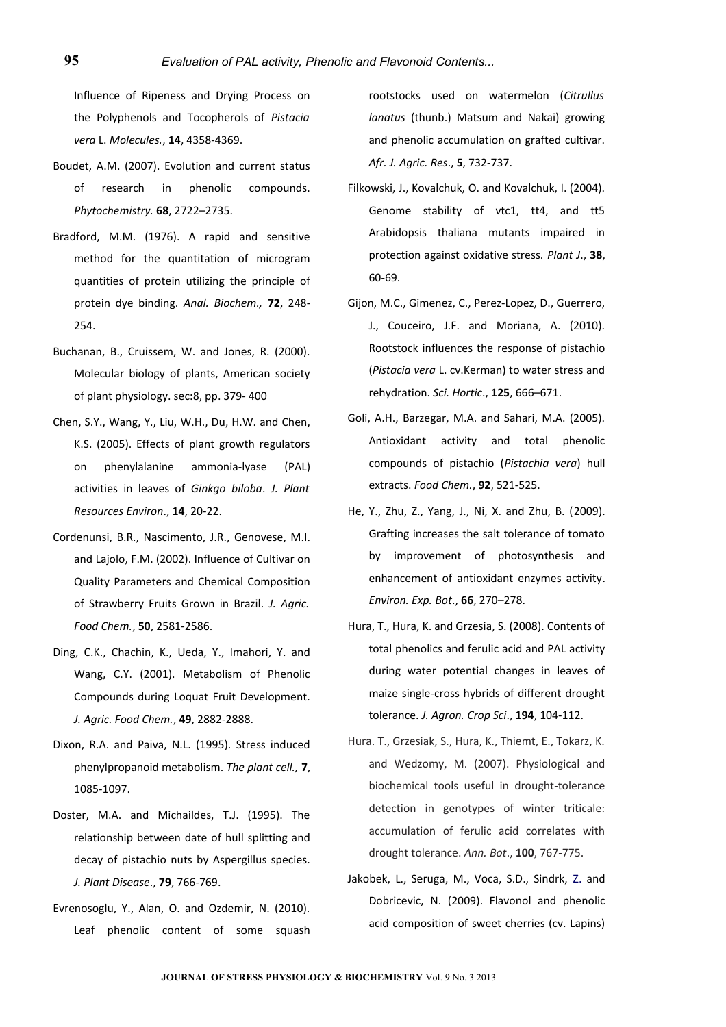Influence of Ripeness and Drying Process on the Polyphenols and Tocopherols of *Pistacia vera* L. *Molecules.*, **14**, 4358-4369.

Boudet, A.M. (2007). Evolution and current status of research in phenolic compounds. *Phytochemistry.* **68**, 2722–2735.

Bradford, M.M. (1976). A rapid and sensitive method for the quantitation of microgram quantities of protein utilizing the principle of protein dye binding. *Anal. Biochem.,* **72**, 248-254.

Buchanan, B., Cruissem, W. and Jones, R. (2000). Molecular biology of plants, American society of plant physiology. sec:8, pp. 379- 400

Chen, S.Y., Wang, Y., Liu, W.H., Du, H.W. and Chen, K.S. (2005). Effects of plant growth regulators on phenylalanine ammonia-lyase (PAL) activities in leaves of *Ginkgo biloba*. *J. Plant Resources Environ*., **14**, 20-22.

Cordenunsi, B.R., Nascimento, J.R., Genovese, M.I. and Lajolo, F.M. (2002). Influence of Cultivar on Quality Parameters and Chemical Composition of Strawberry Fruits Grown in Brazil. *J. Agric. Food Chem.*, **50**, 2581-2586.

Ding, C.K., Chachin, K., Ueda, Y., Imahori, Y. and Wang, C.Y. (2001). Metabolism of Phenolic Compounds during Loquat Fruit Development. *J. Agric. Food Chem.*, **49**, 2882-2888.

Dixon, R.A. and Paiva, N.L. (1995). Stress induced phenylpropanoid metabolism. *The plant cell.,* **7**, 1085-1097.

Doster, M.A. and Michaildes, T.J. (1995). The relationship between date of hull splitting and decay of pistachio nuts by Aspergillus species. *J. Plant Disease*., **79**, 766-769.

Evrenosoglu, Y., Alan, O. and Ozdemir, N. (2010). Leaf phenolic content of some squash rootstocks used on watermelon (*Citrullus lanatus* (thunb.) Matsum and Nakai) growing and phenolic accumulation on grafted cultivar. *Afr. J. Agric. Res*., **5**, 732-737.

Filkowski, J., Kovalchuk, O. and Kovalchuk, I. (2004). Genome stability of vtc1, tt4, and tt5 Arabidopsis thaliana mutants impaired in protection against oxidative stress. *Plant J*., **38**, 60-69.

Gijon, M.C., Gimenez, C., Perez-Lopez, D., Guerrero, J., Couceiro, J.F. and Moriana, A. (2010). Rootstock influences the response of pistachio (*Pistacia vera* L. cv.Kerman) to water stress and rehydration. *Sci. Hortic*., **125**, 666–671.

Goli, A.H., Barzegar, M.A. and Sahari, M.A. (2005). Antioxidant activity and total phenolic compounds of pistachio (*Pistachia vera*) hull extracts. *Food Chem.*, **92**, 521-525.

He, Y., Zhu, Z., Yang, J., Ni, X. and Zhu, B. (2009). Grafting increases the salt tolerance of tomato by improvement of photosynthesis and enhancement of antioxidant enzymes activity. *Environ. Exp. Bot*., **66**, 270–278.

Hura, T., Hura, K. and Grzesia, S. (2008). Contents of total phenolics and ferulic acid and PAL activity during water potential changes in leaves of maize single-cross hybrids of different drought tolerance. *J. Agron. Crop Sci*., **194**, 104-112.

Hura. T., Grzesiak, S., Hura, K., Thiemt, E., Tokarz, K. and Wedzomy, M. (2007). Physiological and biochemical tools useful in drought-tolerance detection in genotypes of winter triticale: accumulation of ferulic acid correlates with drought tolerance. *Ann. Bot*., **100**, 767-775.

Jakobek, L., Seruga, M., Voca, S.D., Sindrk, Z. and Dobricevic, N. (2009). Flavonol and phenolic acid composition of sweet cherries (cv. Lapins)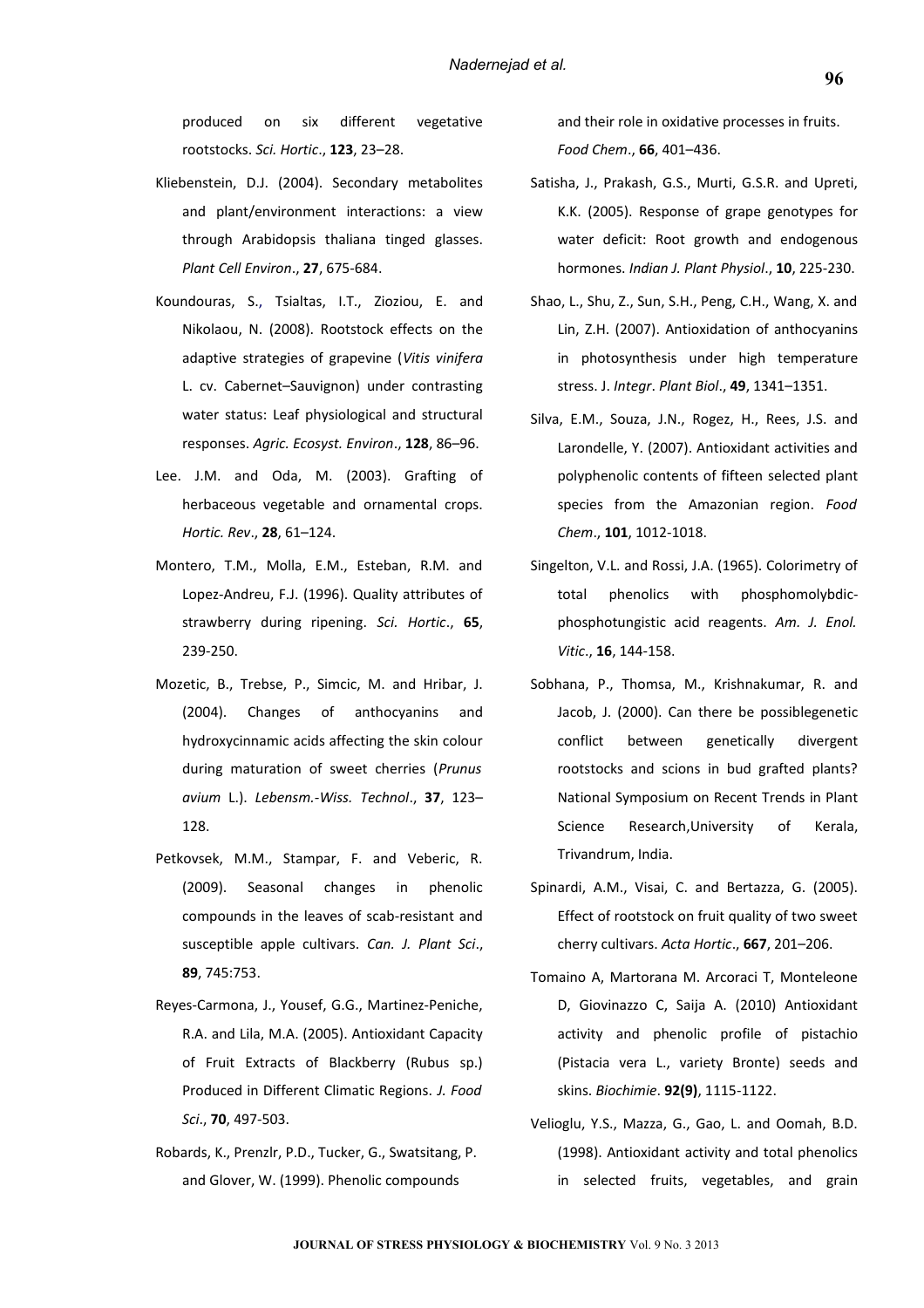produced on six different vegetative rootstocks. *Sci. Hortic*., **123**, 23–28.

Kliebenstein, D.J. (2004). Secondary metabolites and plant/environment interactions: a view through Arabidopsis thaliana tinged glasses. *Plant Cell Environ*., **27**, 675-684.

Koundouras, S., Tsialtas, I.T., Zioziou, E. and Nikolaou, N. (2008). Rootstock effects on the adaptive strategies of grapevine (*Vitis vinifera* L. cv. Cabernet–Sauvignon) under contrasting water status: Leaf physiological and structural responses. *Agric. Ecosyst. Environ*., **128**, 86–96.

Lee. J.M. and Oda, M. (2003). Grafting of herbaceous vegetable and ornamental crops. *Hortic. Rev*., **28**, 61–124.

Montero, T.M., Molla, E.M., Esteban, R.M. and Lopez-Andreu, F.J. (1996). Quality attributes of strawberry during ripening. *Sci. Hortic*., **65**, 239-250.

Mozetic, B., Trebse, P., Simcic, M. and Hribar, J. (2004). Changes of anthocyanins and hydroxycinnamic acids affecting the skin colour during maturation of sweet cherries (*Prunus avium* L.). *Lebensm.-Wiss. Technol*., **37**, 123–128.

Petkovsek, M.M., Stampar, F. and Veberic, R. (2009). Seasonal changes in phenolic compounds in the leaves of scab-resistant and susceptible apple cultivars. *Can. J. Plant Sci*., **89**, 745:753.

Reyes-Carmona, J., Yousef, G.G., Martinez-Peniche, R.A. and Lila, M.A. (2005). Antioxidant Capacity of Fruit Extracts of Blackberry (Rubus sp.) Produced in Different Climatic Regions. *J. Food Sci*., **70**, 497-503.

Robards, K., Prenzlr, P.D., Tucker, G., Swatsitang, P. and Glover, W. (1999). Phenolic compounds and their role in oxidative processes in fruits. *Food Chem*., **66**, 401–436.

Satisha, J., Prakash, G.S., Murti, G.S.R. and Upreti, K.K. (2005). Response of grape genotypes for water deficit: Root growth and endogenous hormones. *Indian J. Plant Physiol*., **10**, 225-230.

Shao, L., Shu, Z., Sun, S.H., Peng, C.H., Wang, X. and Lin, Z.H. (2007). Antioxidation of anthocyanins in photosynthesis under high temperature stress. J. *Integr*. *Plant Biol*., **49**, 1341–1351.

Silva, E.M., Souza, J.N., Rogez, H., Rees, J.S. and Larondelle, Y. (2007). Antioxidant activities and polyphenolic contents of fifteen selected plant species from the Amazonian region. *Food Chem*., **101**, 1012-1018.

Singelton, V.L. and Rossi, J.A. (1965). Colorimetry of total phenolics with phosphomolybdic-phosphotungistic acid reagents. *Am. J. Enol. Vitic*., **16**, 144-158.

Sobhana, P., Thomsa, M., Krishnakumar, R. and Jacob, J. (2000). Can there be possiblegenetic conflict between genetically divergent rootstocks and scions in bud grafted plants? National Symposium on Recent Trends in Plant Science Research,University of Kerala, Trivandrum, India.

Spinardi, A.M., Visai, C. and Bertazza, G. (2005). Effect of rootstock on fruit quality of two sweet cherry cultivars. *Acta Hortic*., **667**, 201–206.

Tomaino A, Martorana M. Arcoraci T, Monteleone D, Giovinazzo C, Saija A. (2010) Antioxidant activity and phenolic profile of pistachio (Pistacia vera L., variety Bronte) seeds and skins. *Biochimie*. **92(9)**, 1115-1122.

Velioglu, Y.S., Mazza, G., Gao, L. and Oomah, B.D. (1998). Antioxidant activity and total phenolics in selected fruits, vegetables, and grain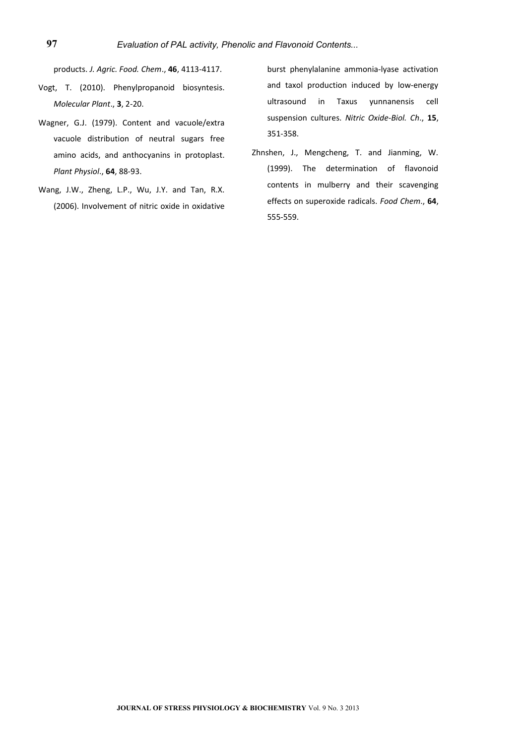products. *J. Agric. Food. Chem*., **46**, 4113-4117.

Vogt, T. (2010). Phenylpropanoid biosyntesis. *Molecular Plant*., **3**, 2-20.

Wagner, G.J. (1979). Content and vacuole/extra vacuole distribution of neutral sugars free amino acids, and anthocyanins in protoplast. *Plant Physiol*., **64**, 88-93.

Wang, J.W., Zheng, L.P., Wu, J.Y. and Tan, R.X. (2006). Involvement of nitric oxide in oxidative burst phenylalanine ammonia-lyase activation and taxol production induced by low-energy ultrasound in Taxus yunnanensis cell suspension cultures. *Nitric Oxide-Biol. Ch*., **15**, 351-358.

Zhnshen, J., Mengcheng, T. and Jianming, W. (1999). The determination of flavonoid contents in mulberry and their scavenging effects on superoxide radicals. *Food Chem*., **64**, 555-559.